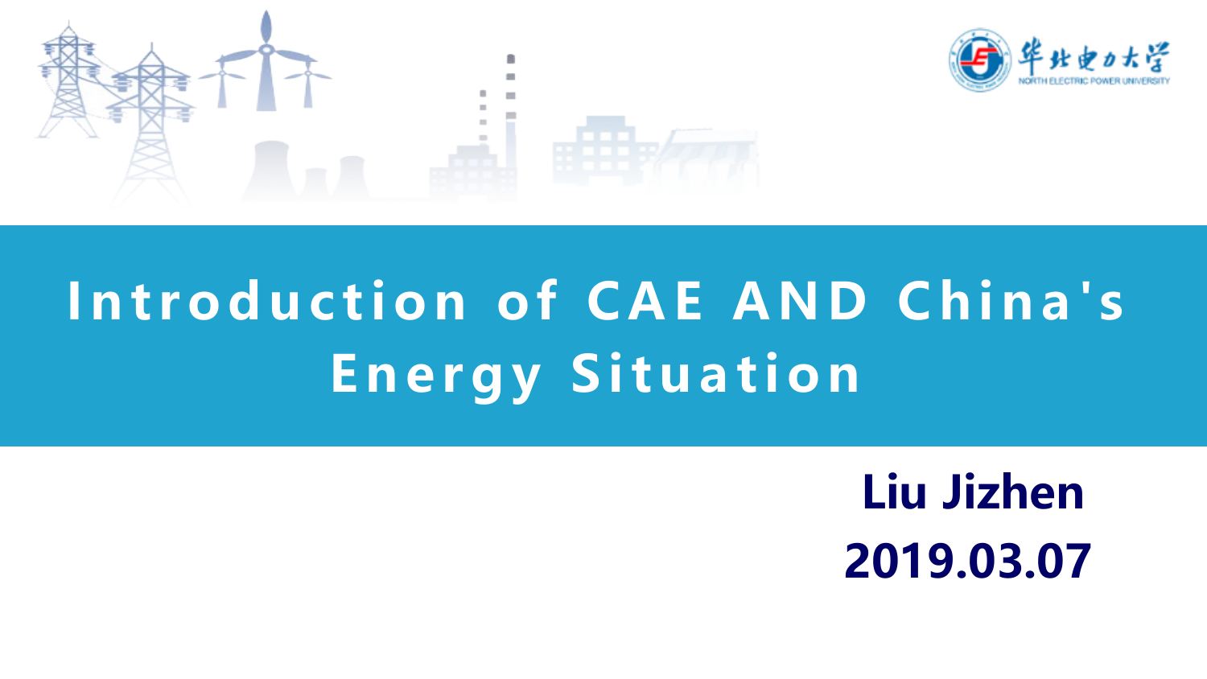华北电力大学

NORTH ELECTRIC POWER UNIVERSITY

# Introduction of CAE AND China's Energy Situation

**Liu Jizhen**

**2019.03.07**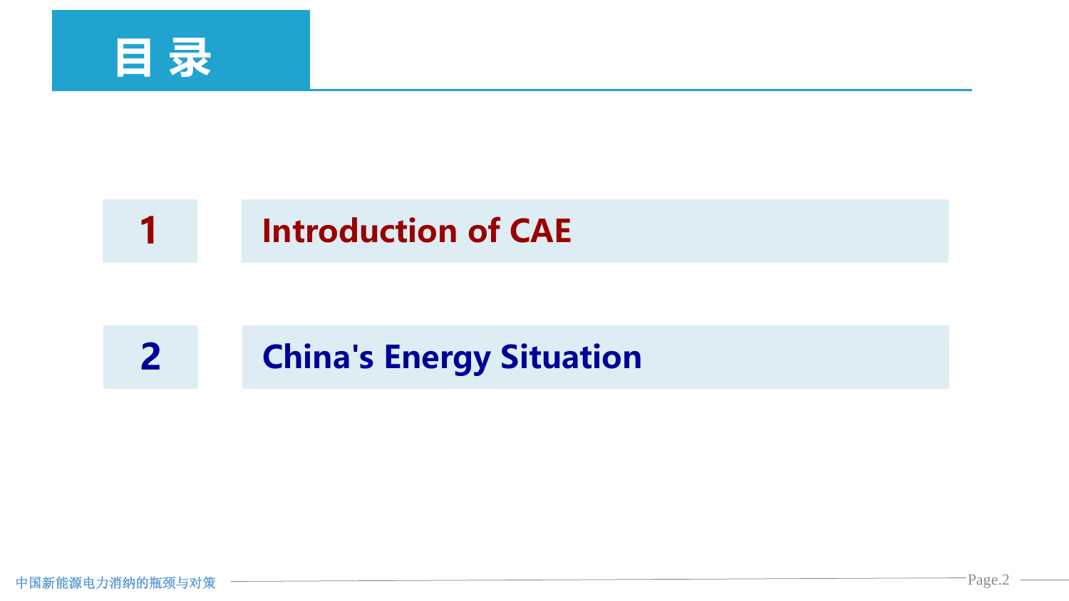# 目 录

1. Introduction of CAE
2. China's Energy Situation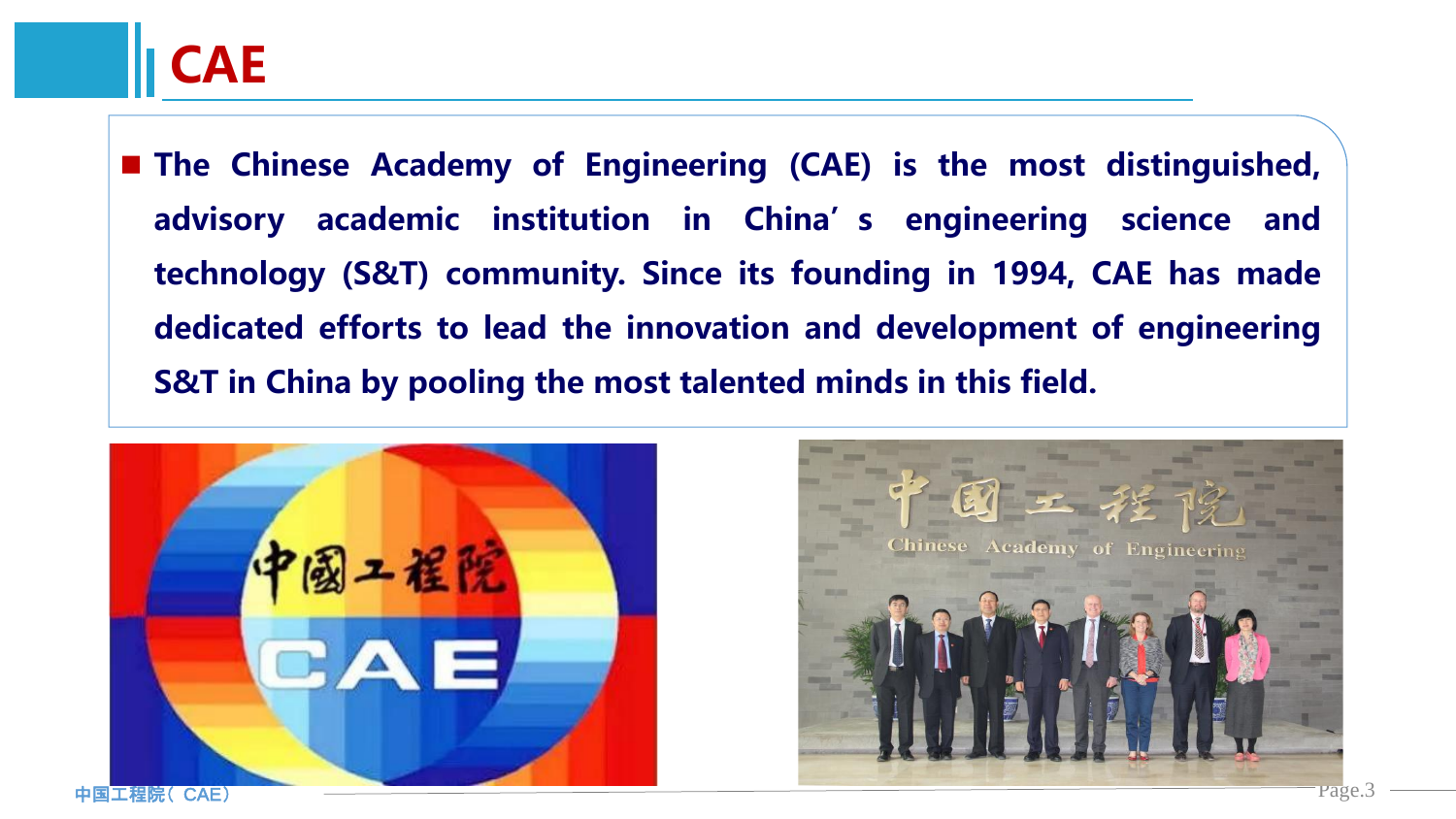# CAE

- **The Chinese Academy of Engineering (CAE) is the most distinguished, advisory academic institution in China's engineering science and technology (S&T) community. Since its founding in 1994, CAE has made dedicated efforts to lead the innovation and development of engineering S&T in China by pooling the most talented minds in this field.**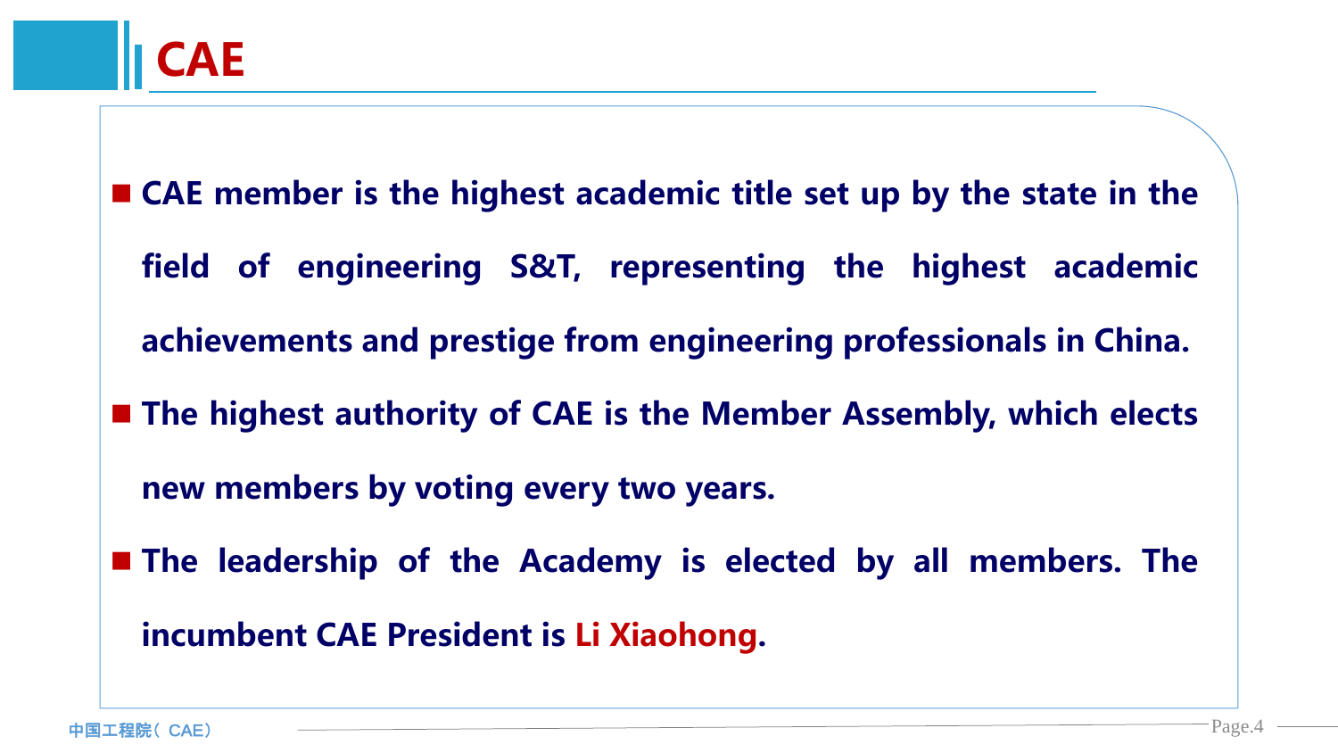# CAE

- **CAE member is the highest academic title set up by the state in the field of engineering S&T, representing the highest academic achievements and prestige from engineering professionals in China.**
- **The highest authority of CAE is the Member Assembly, which elects new members by voting every two years.**
- **The leadership of the Academy is elected by all members. The incumbent CAE President is Li Xiaohong.**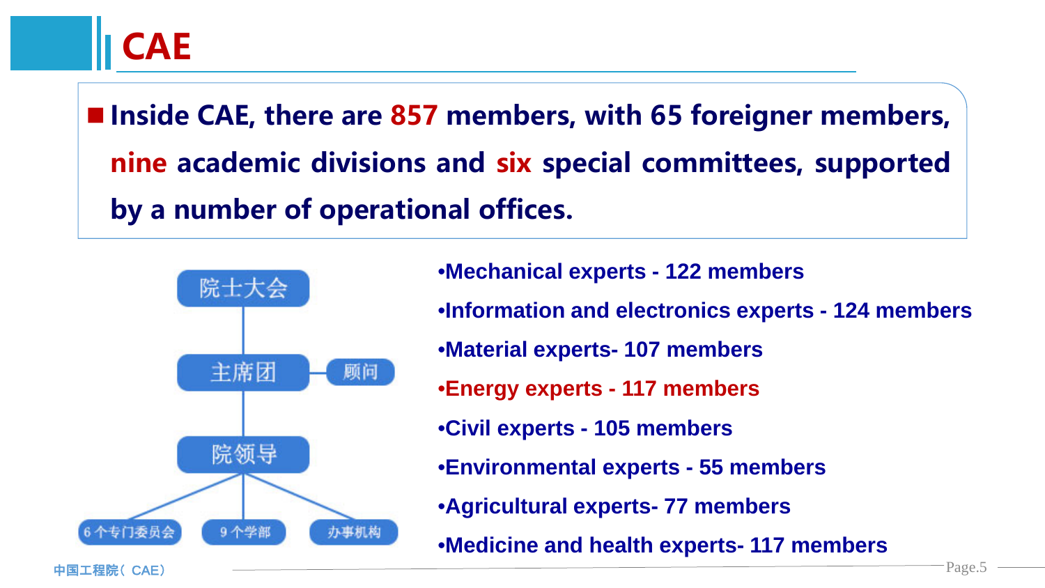# CAE

- **Inside CAE, there are 857 members, with 65 foreigner members, nine academic divisions and six special committees, supported by a number of operational offices.**

院士大会

主席团 — 顾问

院领导

6个专门委员会 | 9个学部 | 办事机构

- **Mechanical experts - 122 members**
- **Information and electronics experts - 124 members**
- **Material experts- 107 members**
- **Energy experts - 117 members**
- **Civil experts - 105 members**
- **Environmental experts - 55 members**
- **Agricultural experts- 77 members**
- **Medicine and health experts- 117 members**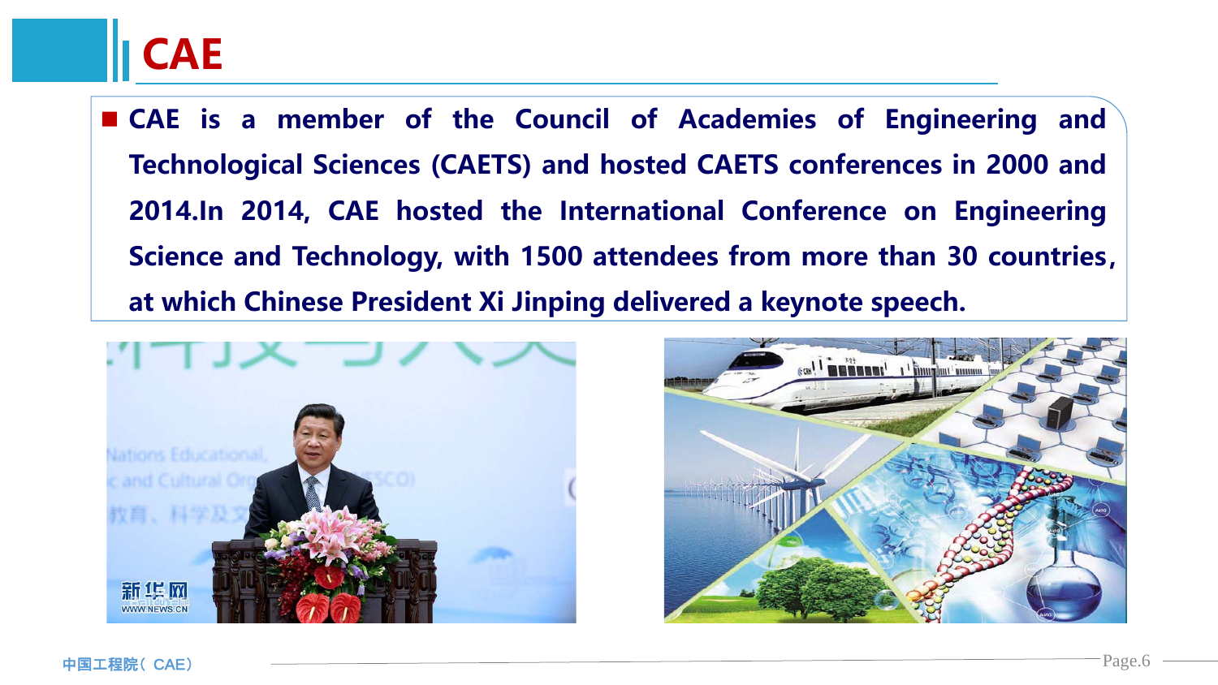# CAE

- CAE is a member of the Council of Academies of Engineering and Technological Sciences (CAETS) and hosted CAETS conferences in 2000 and 2014.In 2014, CAE hosted the International Conference on Engineering Science and Technology, with 1500 attendees from more than 30 countries, at which Chinese President Xi Jinping delivered a keynote speech.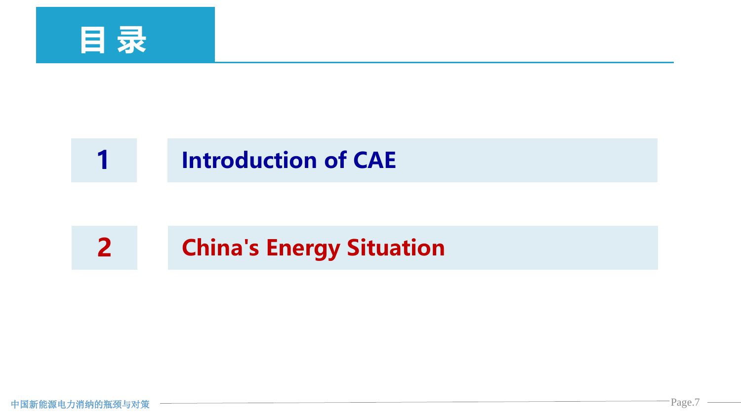# 目 录

1 Introduction of CAE

2 China's Energy Situation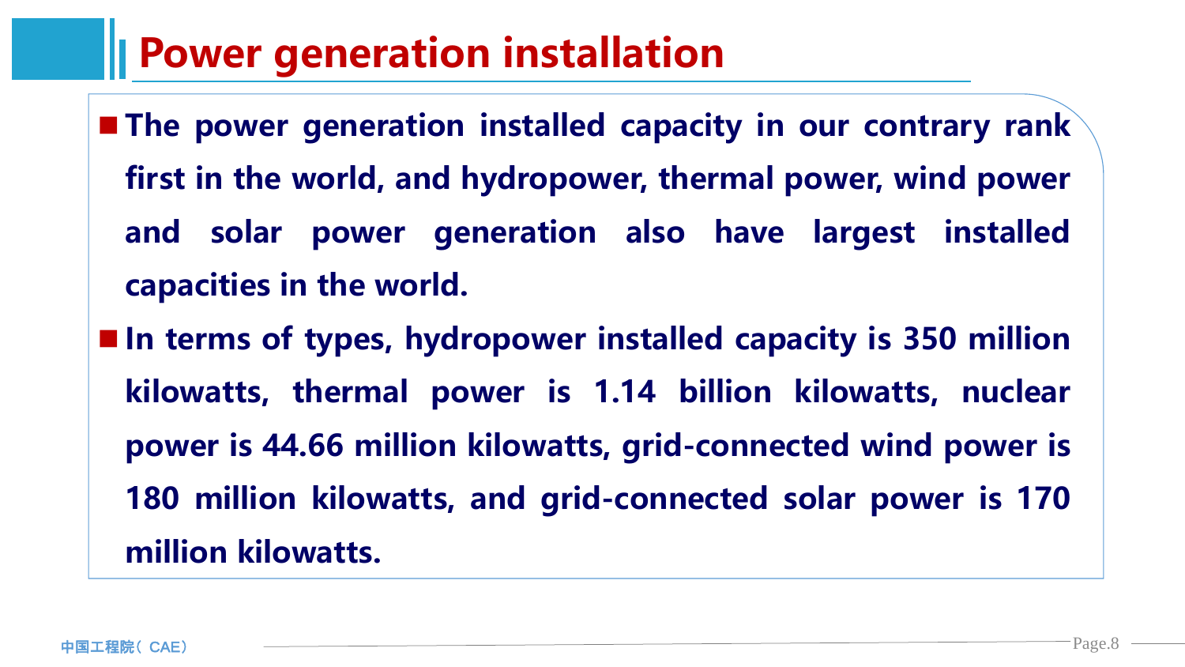# Power generation installation

- **The power generation installed capacity in our contrary rank first in the world, and hydropower, thermal power, wind power and solar power generation also have largest installed capacities in the world.**
- **In terms of types, hydropower installed capacity is 350 million kilowatts, thermal power is 1.14 billion kilowatts, nuclear power is 44.66 million kilowatts, grid-connected wind power is 180 million kilowatts, and grid-connected solar power is 170 million kilowatts.**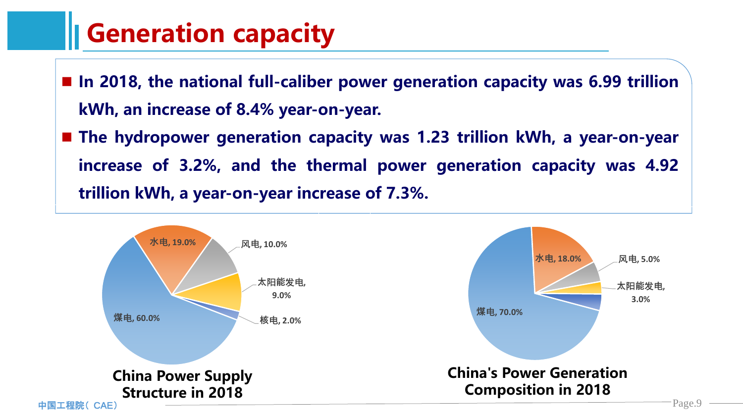# Generation capacity

- In 2018, the national full-caliber power generation capacity was 6.99 trillion kWh, an increase of 8.4% year-on-year.
- The hydropower generation capacity was 1.23 trillion kWh, a year-on-year increase of 3.2%, and the thermal power generation capacity was 4.92 trillion kWh, a year-on-year increase of 7.3%.

水电, 19.0%
风电, 10.0%
太阳能发电, 9.0%
核电, 2.0%
煤电, 60.0%

**China Power Supply Structure in 2018**

水电, 18.0%
风电, 5.0%
太阳能发电, 3.0%
煤电, 70.0%

**China's Power Generation Composition in 2018**

中国工程院（CAE）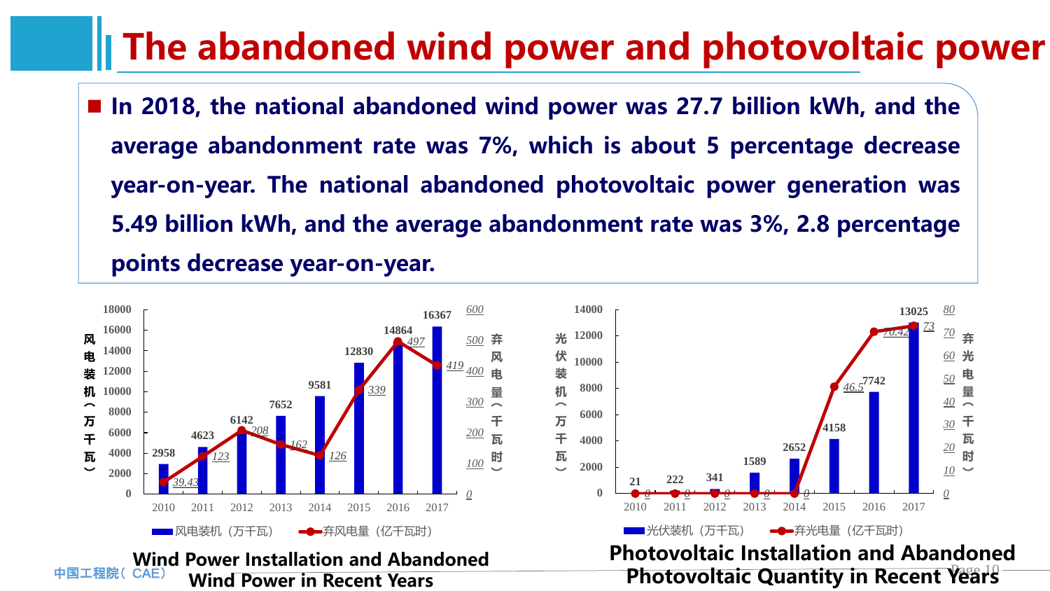# The abandoned wind power and photovoltaic power

- **In 2018, the national abandoned wind power was 27.7 billion kWh, and the average abandonment rate was 7%, which is about 5 percentage decrease year-on-year. The national abandoned photovoltaic power generation was 5.49 billion kWh, and the average abandonment rate was 3%, 2.8 percentage points decrease year-on-year.**

| Year | 风电装机（万千瓦） | 弃风电量（亿千瓦时） |
|---|---|---|
| 2010 | 2958 | 39.43 |
| 2011 | 4623 | 123 |
| 2012 | 6142 | 208 |
| 2013 | 7652 | 162 |
| 2014 | 9581 | 126 |
| 2015 | 12830 | 339 |
| 2016 | 14864 | 497 |
| 2017 | 16367 | 419 |

**Wind Power Installation and Abandoned Wind Power in Recent Years**

| Year | 光伏装机（万千瓦） | 弃光电量（亿千瓦时） |
|---|---|---|
| 2010 | 21 | 0 |
| 2011 | 222 | 0 |
| 2012 | 341 | 0 |
| 2013 | 1589 | 0 |
| 2014 | 2652 | 0 |
| 2015 | 4158 | 46.5 |
| 2016 | 7742 | 70.42 |
| 2017 | 13025 | 73 |

**Photovoltaic Installation and Abandoned Photovoltaic Quantity in Recent Years**

中国工程院（CAE）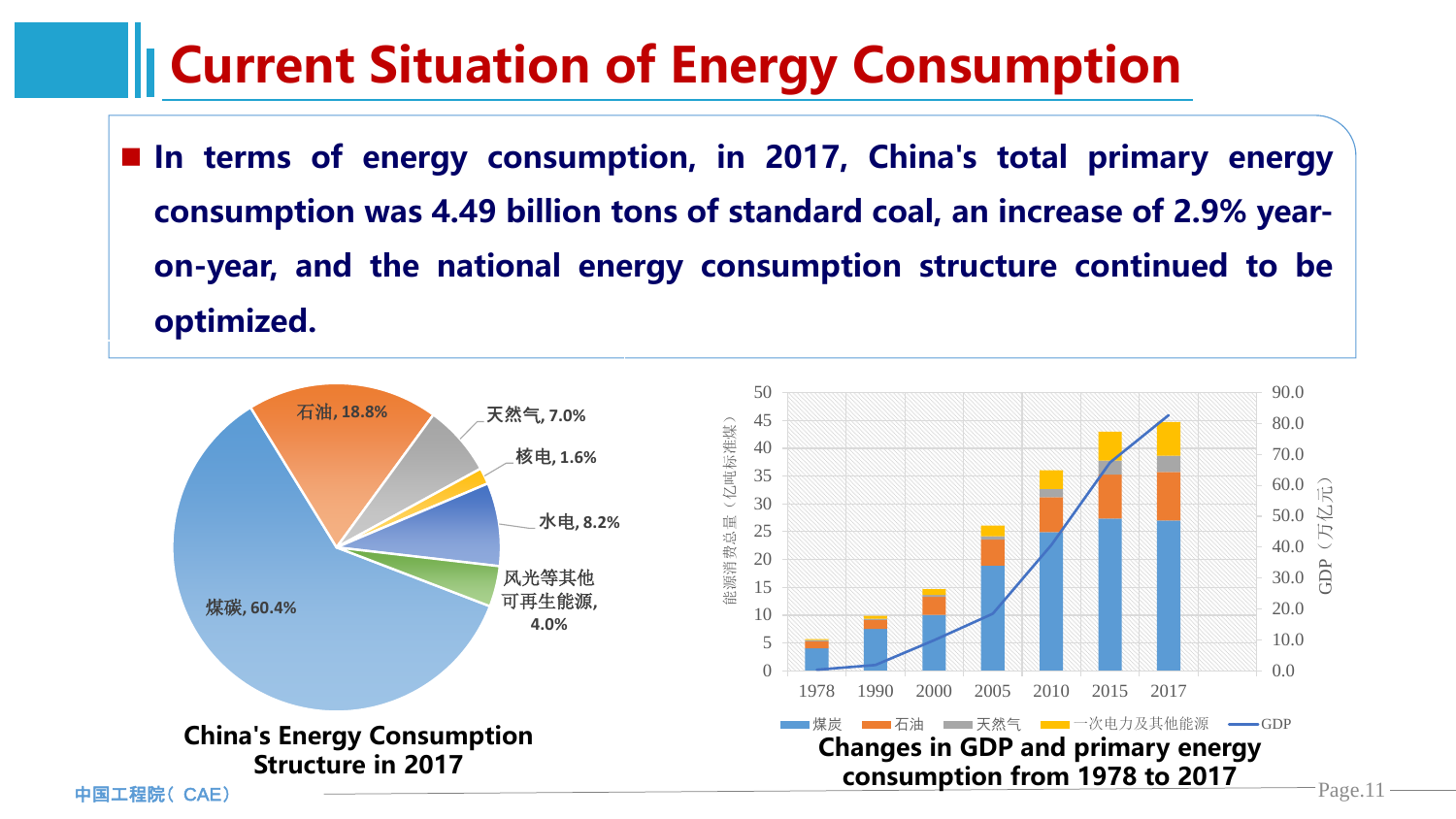# Current Situation of Energy Consumption

- **In terms of energy consumption, in 2017, China's total primary energy consumption was 4.49 billion tons of standard coal, an increase of 2.9% year-on-year, and the national energy consumption structure continued to be optimized.**

| 能源 | 占比 |
|---|---|
| 煤碳 | 60.4% |
| 石油 | 18.8% |
| 天然气 | 7.0% |
| 核电 | 1.6% |
| 水电 | 8.2% |
| 风光等其他可再生能源 | 4.0% |

**China's Energy Consumption Structure in 2017**

Chart axes: 能源消费总量（亿吨标准煤）, 0–50; GDP（万亿元）, 0.0–90.0. Years: 1978, 1990, 2000, 2005, 2010, 2015, 2017. Legend: 煤炭, 石油, 天然气, 一次电力及其他能源, GDP.

**Changes in GDP and primary energy consumption from 1978 to 2017**

中国工程院（CAE）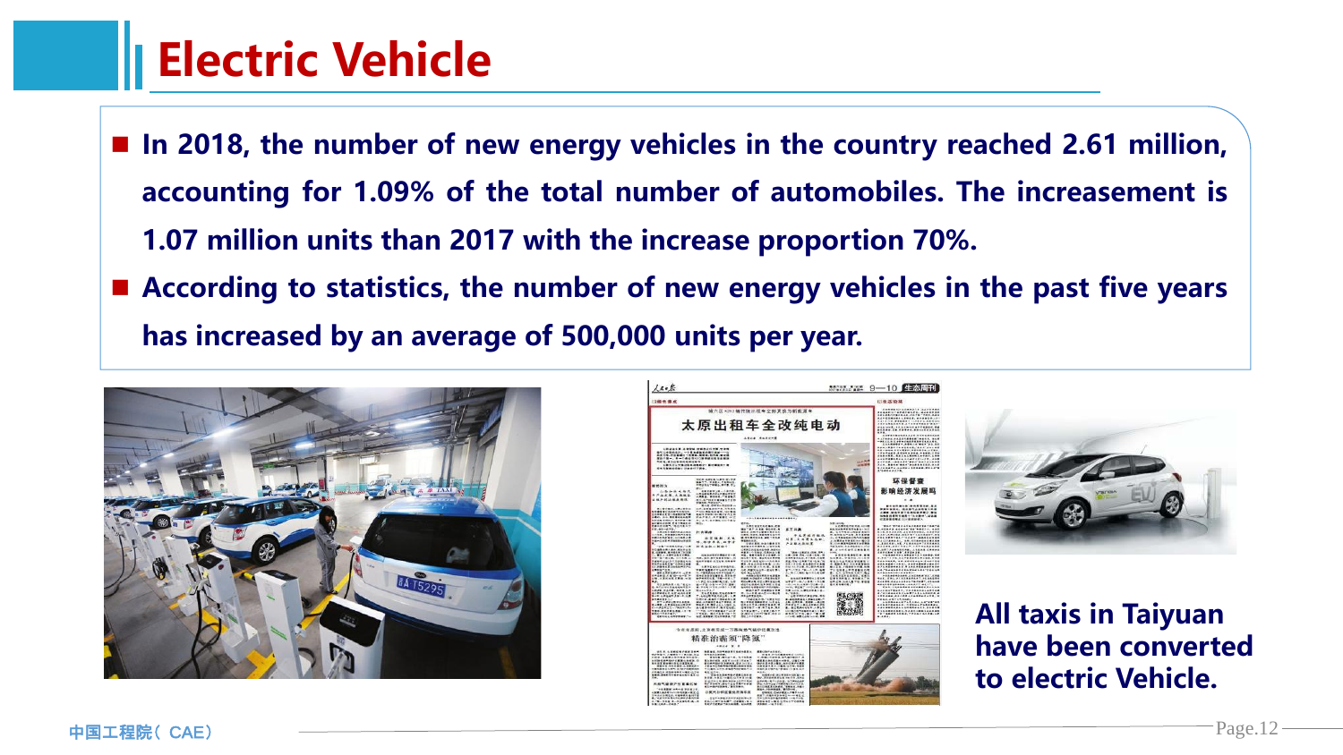# Electric Vehicle

- In 2018, the number of new energy vehicles in the country reached 2.61 million, accounting for 1.09% of the total number of automobiles. The increasement is 1.07 million units than 2017 with the increase proportion 70%.
- According to statistics, the number of new energy vehicles in the past five years has increased by an average of 500,000 units per year.

**All taxis in Taiyuan have been converted to electric Vehicle.**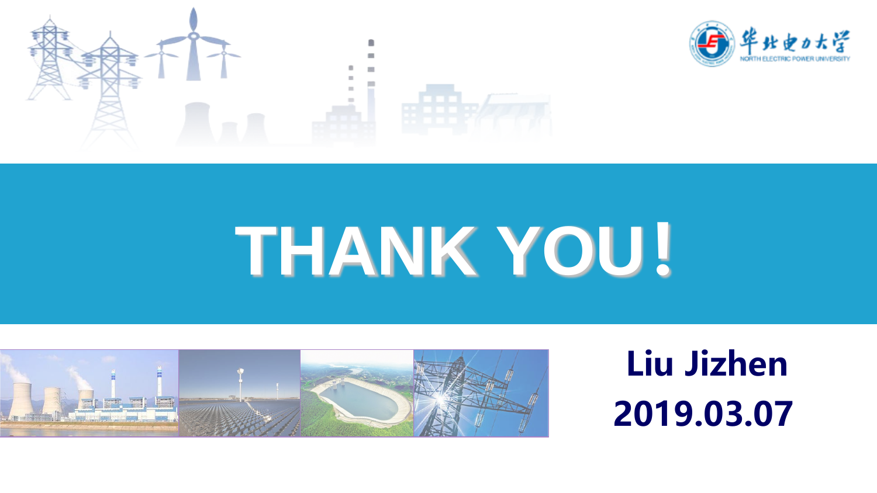# THANK YOU！

**Liu Jizhen**

**2019.03.07**